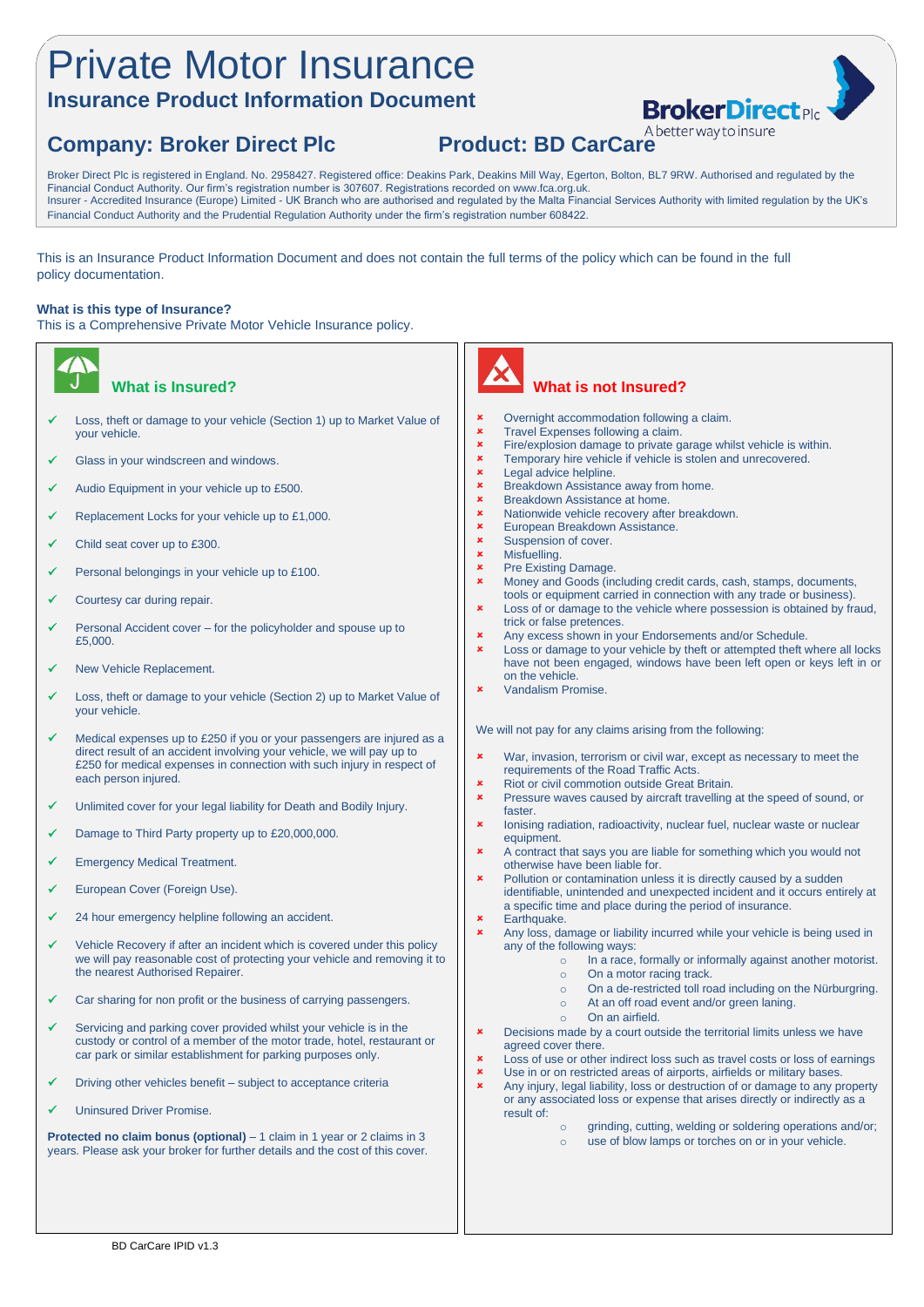# Private Motor Insurance

## Insurance Product Information Document

**Company: Broker Direct Plc** **Product: BD CarCare**

Broker Direct Plc is registered in England. No. 2958427. Registered office: Deakins Park, Deakins Mill Way, Egerton, Bolton, BL7 9RW. Authorised and regulated by the Financial Conduct Authority. Our firm's registration number is 307607. Registrations recorded on www.fca.org.uk.
Insurer - Accredited Insurance (Europe) Limited - UK Branch who are authorised and regulated by the Malta Financial Services Authority with limited regulation by the UK's Financial Conduct Authority and the Prudential Regulation Authority under the firm's registration number 608422.

This is an Insurance Product Information Document and does not contain the full terms of the policy which can be found in the full policy documentation.

**What is this type of Insurance?**
This is a Comprehensive Private Motor Vehicle Insurance policy.

### What is Insured?

- ✓ Loss, theft or damage to your vehicle (Section 1) up to Market Value of your vehicle.
- ✓ Glass in your windscreen and windows.
- ✓ Audio Equipment in your vehicle up to £500.
- ✓ Replacement Locks for your vehicle up to £1,000.
- ✓ Child seat cover up to £300.
- ✓ Personal belongings in your vehicle up to £100.
- ✓ Courtesy car during repair.
- ✓ Personal Accident cover – for the policyholder and spouse up to £5,000.
- ✓ New Vehicle Replacement.
- ✓ Loss, theft or damage to your vehicle (Section 2) up to Market Value of your vehicle.
- ✓ Medical expenses up to £250 if you or your passengers are injured as a direct result of an accident involving your vehicle, we will pay up to £250 for medical expenses in connection with such injury in respect of each person injured.
- ✓ Unlimited cover for your legal liability for Death and Bodily Injury.
- ✓ Damage to Third Party property up to £20,000,000.
- ✓ Emergency Medical Treatment.
- ✓ European Cover (Foreign Use).
- ✓ 24 hour emergency helpline following an accident.
- ✓ Vehicle Recovery if after an incident which is covered under this policy we will pay reasonable cost of protecting your vehicle and removing it to the nearest Authorised Repairer.
- ✓ Car sharing for non profit or the business of carrying passengers.
- ✓ Servicing and parking cover provided whilst your vehicle is in the custody or control of a member of the motor trade, hotel, restaurant or car park or similar establishment for parking purposes only.
- ✓ Driving other vehicles benefit – subject to acceptance criteria
- ✓ Uninsured Driver Promise.

**Protected no claim bonus (optional)** – 1 claim in 1 year or 2 claims in 3 years. Please ask your broker for further details and the cost of this cover.

### What is not Insured?

- ✗ Overnight accommodation following a claim.
- ✗ Travel Expenses following a claim.
- ✗ Fire/explosion damage to private garage whilst vehicle is within.
- ✗ Temporary hire vehicle if vehicle is stolen and unrecovered.
- ✗ Legal advice helpline.
- ✗ Breakdown Assistance away from home.
- ✗ Breakdown Assistance at home.
- ✗ Nationwide vehicle recovery after breakdown.
- ✗ European Breakdown Assistance.
- ✗ Suspension of cover.
- ✗ Misfuelling.
- ✗ Pre Existing Damage.
- ✗ Money and Goods (including credit cards, cash, stamps, documents, tools or equipment carried in connection with any trade or business).
- ✗ Loss of or damage to the vehicle where possession is obtained by fraud, trick or false pretences.
- ✗ Any excess shown in your Endorsements and/or Schedule.
- ✗ Loss or damage to your vehicle by theft or attempted theft where all locks have not been engaged, windows have been left open or keys left in or on the vehicle.
- ✗ Vandalism Promise.

We will not pay for any claims arising from the following:

- ✗ War, invasion, terrorism or civil war, except as necessary to meet the requirements of the Road Traffic Acts.
- ✗ Riot or civil commotion outside Great Britain.
- ✗ Pressure waves caused by aircraft travelling at the speed of sound, or faster.
- ✗ Ionising radiation, radioactivity, nuclear fuel, nuclear waste or nuclear equipment.
- ✗ A contract that says you are liable for something which you would not otherwise have been liable for.
- ✗ Pollution or contamination unless it is directly caused by a sudden identifiable, unintended and unexpected incident and it occurs entirely at a specific time and place during the period of insurance.
- ✗ Earthquake.
- ✗ Any loss, damage or liability incurred while your vehicle is being used in any of the following ways:
  - In a race, formally or informally against another motorist.
  - On a motor racing track.
  - On a de-restricted toll road including on the Nürburgring.
  - At an off road event and/or green laning.
  - On an airfield.
- ✗ Decisions made by a court outside the territorial limits unless we have agreed cover there.
- ✗ Loss of use or other indirect loss such as travel costs or loss of earnings
- ✗ Use in or on restricted areas of airports, airfields or military bases.
- ✗ Any injury, legal liability, loss or destruction of or damage to any property or any associated loss or expense that arises directly or indirectly as a result of:
  - grinding, cutting, welding or soldering operations and/or;
  - use of blow lamps or torches on or in your vehicle.

BD CarCare IPID v1.3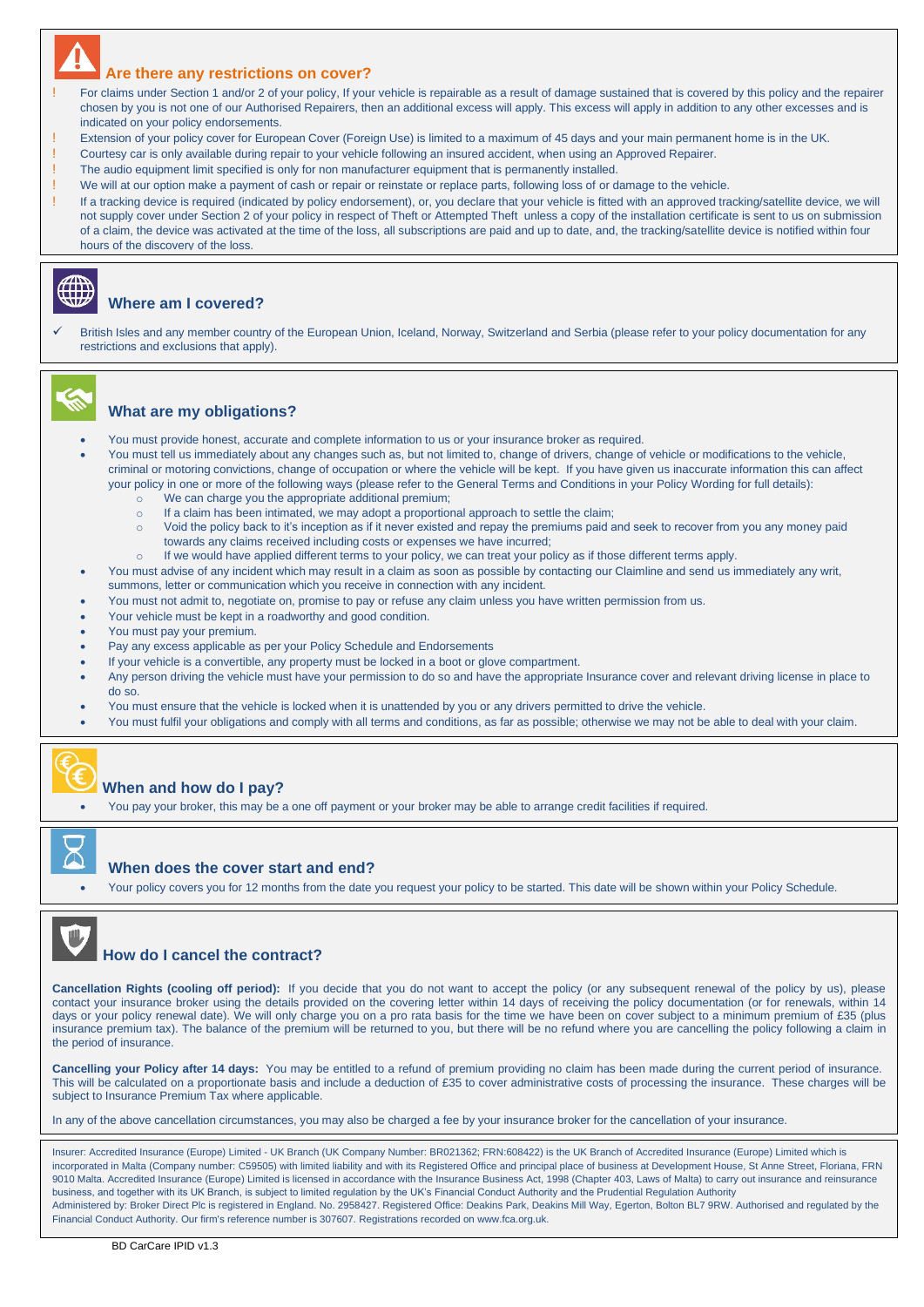## Are there any restrictions on cover?

- ! For claims under Section 1 and/or 2 of your policy, If your vehicle is repairable as a result of damage sustained that is covered by this policy and the repairer chosen by you is not one of our Authorised Repairers, then an additional excess will apply. This excess will apply in addition to any other excesses and is indicated on your policy endorsements.
- ! Extension of your policy cover for European Cover (Foreign Use) is limited to a maximum of 45 days and your main permanent home is in the UK.
- ! Courtesy car is only available during repair to your vehicle following an insured accident, when using an Approved Repairer.
- ! The audio equipment limit specified is only for non manufacturer equipment that is permanently installed.
- ! We will at our option make a payment of cash or repair or reinstate or replace parts, following loss of or damage to the vehicle.
- ! If a tracking device is required (indicated by policy endorsement), or, you declare that your vehicle is fitted with an approved tracking/satellite device, we will not supply cover under Section 2 of your policy in respect of Theft or Attempted Theft unless a copy of the installation certificate is sent to us on submission of a claim, the device was activated at the time of the loss, all subscriptions are paid and up to date, and, the tracking/satellite device is notified within four hours of the discovery of the loss.

## Where am I covered?

- ✓ British Isles and any member country of the European Union, Iceland, Norway, Switzerland and Serbia (please refer to your policy documentation for any restrictions and exclusions that apply).

## What are my obligations?

- You must provide honest, accurate and complete information to us or your insurance broker as required.
- You must tell us immediately about any changes such as, but not limited to, change of drivers, change of vehicle or modifications to the vehicle, criminal or motoring convictions, change of occupation or where the vehicle will be kept. If you have given us inaccurate information this can affect your policy in one or more of the following ways (please refer to the General Terms and Conditions in your Policy Wording for full details):
  - We can charge you the appropriate additional premium;
  - If a claim has been intimated, we may adopt a proportional approach to settle the claim;
  - Void the policy back to it's inception as if it never existed and repay the premiums paid and seek to recover from you any money paid towards any claims received including costs or expenses we have incurred;
  - If we would have applied different terms to your policy, we can treat your policy as if those different terms apply.
- You must advise of any incident which may result in a claim as soon as possible by contacting our Claimline and send us immediately any writ, summons, letter or communication which you receive in connection with any incident.
- You must not admit to, negotiate on, promise to pay or refuse any claim unless you have written permission from us.
- Your vehicle must be kept in a roadworthy and good condition.
- You must pay your premium.
- Pay any excess applicable as per your Policy Schedule and Endorsements
- If your vehicle is a convertible, any property must be locked in a boot or glove compartment.
- Any person driving the vehicle must have your permission to do so and have the appropriate Insurance cover and relevant driving license in place to do so.
- You must ensure that the vehicle is locked when it is unattended by you or any drivers permitted to drive the vehicle.
- You must fulfil your obligations and comply with all terms and conditions, as far as possible; otherwise we may not be able to deal with your claim.

## When and how do I pay?

- You pay your broker, this may be a one off payment or your broker may be able to arrange credit facilities if required.

## When does the cover start and end?

- Your policy covers you for 12 months from the date you request your policy to be started. This date will be shown within your Policy Schedule.

## How do I cancel the contract?

**Cancellation Rights (cooling off period):** If you decide that you do not want to accept the policy (or any subsequent renewal of the policy by us), please contact your insurance broker using the details provided on the covering letter within 14 days of receiving the policy documentation (or for renewals, within 14 days or your policy renewal date). We will only charge you on a pro rata basis for the time we have been on cover subject to a minimum premium of £35 (plus insurance premium tax). The balance of the premium will be returned to you, but there will be no refund where you are cancelling the policy following a claim in the period of insurance.

**Cancelling your Policy after 14 days:** You may be entitled to a refund of premium providing no claim has been made during the current period of insurance. This will be calculated on a proportionate basis and include a deduction of £35 to cover administrative costs of processing the insurance. These charges will be subject to Insurance Premium Tax where applicable.

In any of the above cancellation circumstances, you may also be charged a fee by your insurance broker for the cancellation of your insurance.

Insurer: Accredited Insurance (Europe) Limited - UK Branch (UK Company Number: BR021362; FRN:608422) is the UK Branch of Accredited Insurance (Europe) Limited which is incorporated in Malta (Company number: C59505) with limited liability and with its Registered Office and principal place of business at Development House, St Anne Street, Floriana, FRN 9010 Malta. Accredited Insurance (Europe) Limited is licensed in accordance with the Insurance Business Act, 1998 (Chapter 403, Laws of Malta) to carry out insurance and reinsurance business, and together with its UK Branch, is subject to limited regulation by the UK's Financial Conduct Authority and the Prudential Regulation Authority
Administered by: Broker Direct Plc is registered in England. No. 2958427. Registered Office: Deakins Park, Deakins Mill Way, Egerton, Bolton BL7 9RW. Authorised and regulated by the Financial Conduct Authority. Our firm's reference number is 307607. Registrations recorded on www.fca.org.uk.

BD CarCare IPID v1.3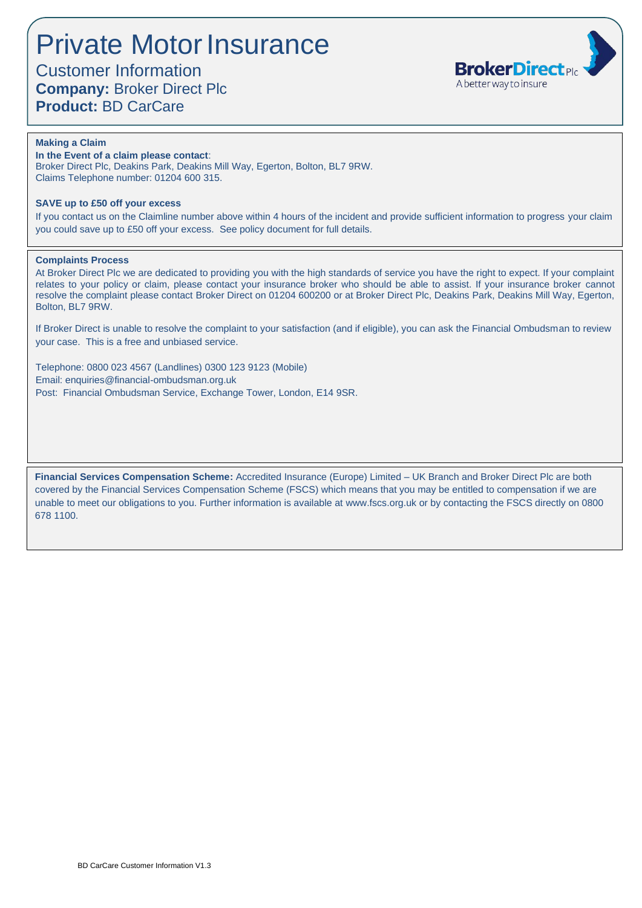# Private Motor Insurance

## Customer Information

**Company:** Broker Direct Plc

**Product:** BD CarCare

### Making a Claim

**In the Event of a claim please contact**:
Broker Direct Plc, Deakins Park, Deakins Mill Way, Egerton, Bolton, BL7 9RW.
Claims Telephone number: 01204 600 315.

**SAVE up to £50 off your excess**

If you contact us on the Claimline number above within 4 hours of the incident and provide sufficient information to progress your claim you could save up to £50 off your excess. See policy document for full details.

### Complaints Process

At Broker Direct Plc we are dedicated to providing you with the high standards of service you have the right to expect. If your complaint relates to your policy or claim, please contact your insurance broker who should be able to assist. If your insurance broker cannot resolve the complaint please contact Broker Direct on 01204 600200 or at Broker Direct Plc, Deakins Park, Deakins Mill Way, Egerton, Bolton, BL7 9RW.

If Broker Direct is unable to resolve the complaint to your satisfaction (and if eligible), you can ask the Financial Ombudsman to review your case. This is a free and unbiased service.

Telephone: 0800 023 4567 (Landlines) 0300 123 9123 (Mobile)
Email: enquiries@financial-ombudsman.org.uk
Post: Financial Ombudsman Service, Exchange Tower, London, E14 9SR.

**Financial Services Compensation Scheme:** Accredited Insurance (Europe) Limited – UK Branch and Broker Direct Plc are both covered by the Financial Services Compensation Scheme (FSCS) which means that you may be entitled to compensation if we are unable to meet our obligations to you. Further information is available at www.fscs.org.uk or by contacting the FSCS directly on 0800 678 1100.

BD CarCare Customer Information V1.3